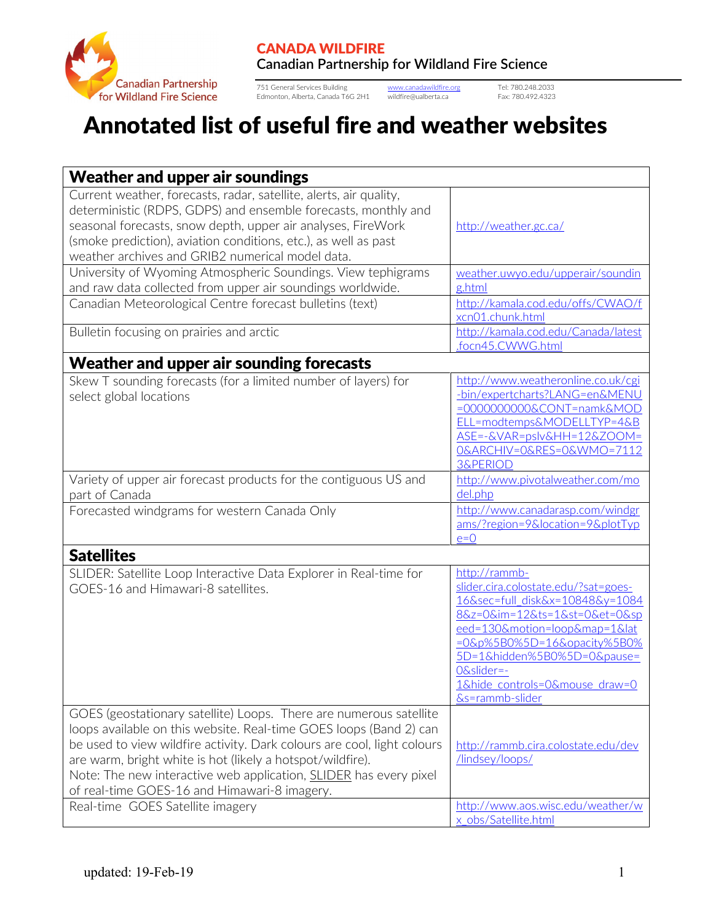CANADA WILDFIRE
Canadian Partnership for Wildland Fire Science

751 General Services Building
Edmonton, Alberta, Canada T6G 2H1

www.canadawildfire.org
wildfire@ualberta.ca

Tel: 780.248.2033
Fax: 780.492.4323

# Annotated list of useful fire and weather websites

| **Weather and upper air soundings** | |
|---|---|
| Current weather, forecasts, radar, satellite, alerts, air quality, deterministic (RDPS, GDPS) and ensemble forecasts, monthly and seasonal forecasts, snow depth, upper air analyses, FireWork (smoke prediction), aviation conditions, etc.), as well as past weather archives and GRIB2 numerical model data. | http://weather.gc.ca/ |
| University of Wyoming Atmospheric Soundings. View tephigrams and raw data collected from upper air soundings worldwide. | weather.uwyo.edu/upperair/sounding.html |
| Canadian Meteorological Centre forecast bulletins (text) | http://kamala.cod.edu/offs/CWAO/fxcn01.chunk.html |
| Bulletin focusing on prairies and arctic | http://kamala.cod.edu/Canada/latest.focn45.CWWG.html |
| **Weather and upper air sounding forecasts** | |
| Skew T sounding forecasts (for a limited number of layers) for select global locations | http://www.weatheronline.co.uk/cgi-bin/expertcharts?LANG=en&MENU=0000000000&CONT=namk&MODELL=modtemps&MODELLTYP=4&BASE=-&VAR=pslv&HH=12&ZOOM=0&ARCHIV=0&RES=0&WMO=71123&PERIOD |
| Variety of upper air forecast products for the contiguous US and part of Canada | http://www.pivotalweather.com/model.php |
| Forecasted windgrams for western Canada Only | http://www.canadarasp.com/windgrams/?region=9&location=9&plotType=0 |
| **Satellites** | |
| SLIDER: Satellite Loop Interactive Data Explorer in Real-time for GOES-16 and Himawari-8 satellites. | http://rammb-slider.cira.colostate.edu/?sat=goes-16&sec=full_disk&x=10848&y=10848&z=0&im=12&ts=1&st=0&et=0&speed=130&motion=loop&map=1&lat=0&p%5B0%5D=16&opacity%5B0%5D=1&hidden%5B0%5D=0&pause=0&slider=-1&hide_controls=0&mouse_draw=0&s=rammb-slider |
| GOES (geostationary satellite) Loops. There are numerous satellite loops available on this website. Real-time GOES loops (Band 2) can be used to view wildfire activity. Dark colours are cool, light colours are warm, bright white is hot (likely a hotspot/wildfire). Note: The new interactive web application, SLIDER has every pixel of real-time GOES-16 and Himawari-8 imagery. | http://rammb.cira.colostate.edu/dev/lindsey/loops/ |
| Real-time GOES Satellite imagery | http://www.aos.wisc.edu/weather/wx_obs/Satellite.html |

updated: 19-Feb-19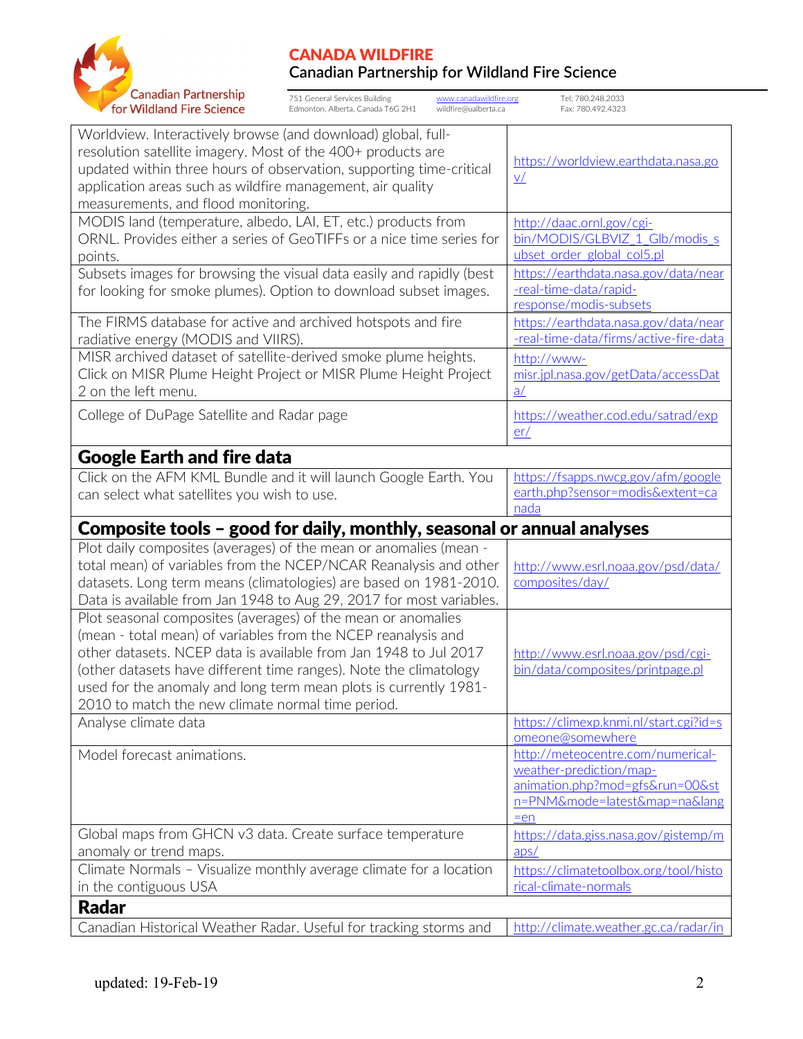| | |
|---|---|
| Worldview. Interactively browse (and download) global, full-resolution satellite imagery. Most of the 400+ products are updated within three hours of observation, supporting time-critical application areas such as wildfire management, air quality measurements, and flood monitoring. | https://worldview.earthdata.nasa.gov/ |
| MODIS land (temperature, albedo, LAI, ET, etc.) products from ORNL. Provides either a series of GeoTIFFs or a nice time series for points. | http://daac.ornl.gov/cgi-bin/MODIS/GLBVIZ_1_Glb/modis_subset_order_global_col5.pl |
| Subsets images for browsing the visual data easily and rapidly (best for looking for smoke plumes). Option to download subset images. | https://earthdata.nasa.gov/data/near-real-time-data/rapid-response/modis-subsets |
| The FIRMS database for active and archived hotspots and fire radiative energy (MODIS and VIIRS). | https://earthdata.nasa.gov/data/near-real-time-data/firms/active-fire-data |
| MISR archived dataset of satellite-derived smoke plume heights. Click on MISR Plume Height Project or MISR Plume Height Project 2 on the left menu. | http://www-misr.jpl.nasa.gov/getData/accessData/ |
| College of DuPage Satellite and Radar page | https://weather.cod.edu/satrad/exper/ |
| **Google Earth and fire data** | |
| Click on the AFM KML Bundle and it will launch Google Earth. You can select what satellites you wish to use. | https://fsapps.nwcg.gov/afm/googleearth.php?sensor=modis&extent=canada |
| **Composite tools – good for daily, monthly, seasonal or annual analyses** | |
| Plot daily composites (averages) of the mean or anomalies (mean - total mean) of variables from the NCEP/NCAR Reanalysis and other datasets. Long term means (climatologies) are based on 1981-2010. Data is available from Jan 1948 to Aug 29, 2017 for most variables. | http://www.esrl.noaa.gov/psd/data/composites/day/ |
| Plot seasonal composites (averages) of the mean or anomalies (mean - total mean) of variables from the NCEP reanalysis and other datasets. NCEP data is available from Jan 1948 to Jul 2017 (other datasets have different time ranges). Note the climatology used for the anomaly and long term mean plots is currently 1981-2010 to match the new climate normal time period. | http://www.esrl.noaa.gov/psd/cgi-bin/data/composites/printpage.pl |
| Analyse climate data | https://climexp.knmi.nl/start.cgi?id=someone@somewhere |
| Model forecast animations. | http://meteocentre.com/numerical-weather-prediction/map-animation.php?mod=gfs&run=00&stn=PNM&mode=latest&map=na&lang=en |
| Global maps from GHCN v3 data. Create surface temperature anomaly or trend maps. | https://data.giss.nasa.gov/gistemp/maps/ |
| Climate Normals – Visualize monthly average climate for a location in the contiguous USA | https://climatetoolbox.org/tool/historical-climate-normals |
| **Radar** | |
| Canadian Historical Weather Radar. Useful for tracking storms and | http://climate.weather.gc.ca/radar/in |

updated: 19-Feb-19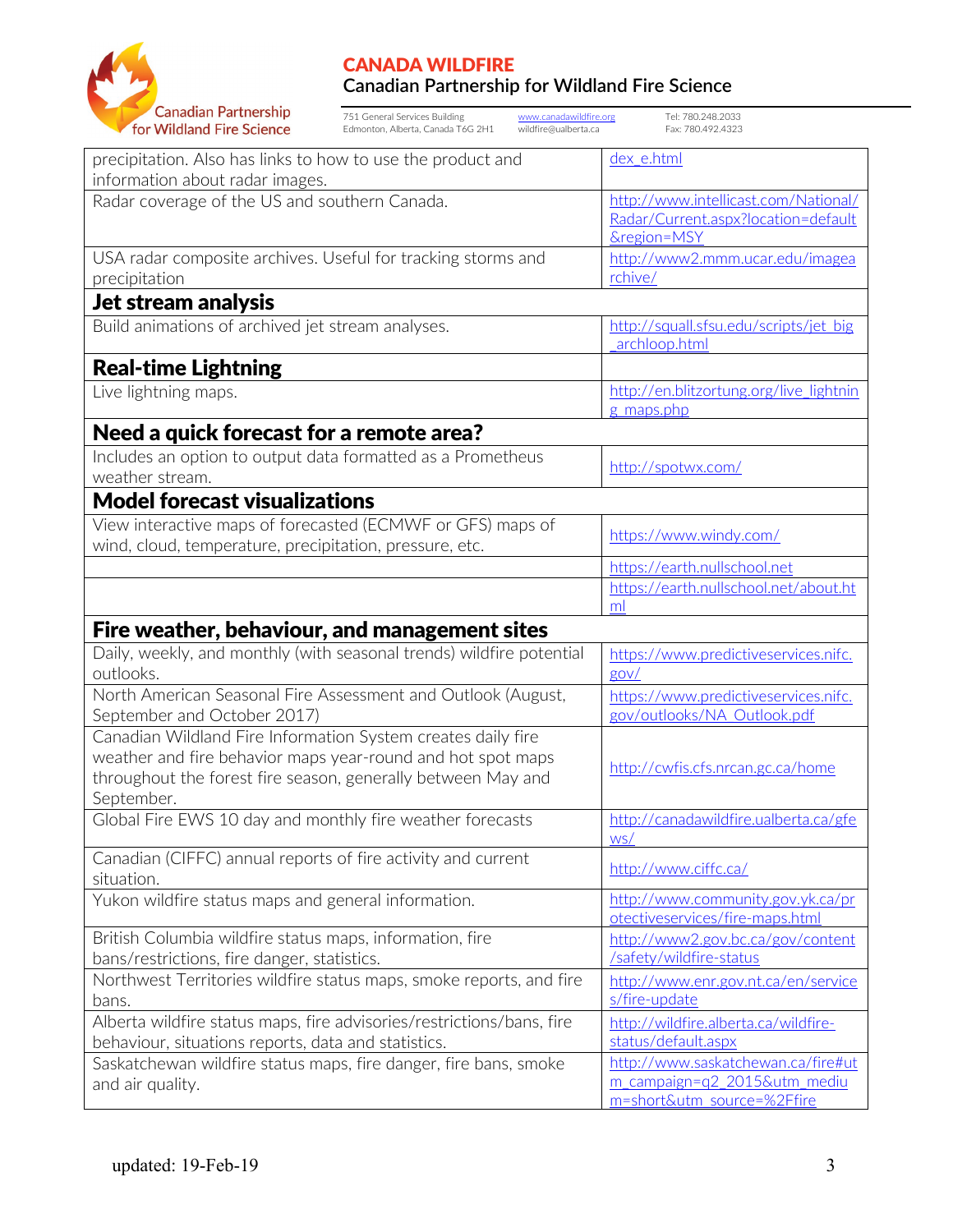| | |
|---|---|
| precipitation. Also has links to how to use the product and information about radar images. | dex_e.html |
| Radar coverage of the US and southern Canada. | http://www.intellicast.com/National/Radar/Current.aspx?location=default&region=MSY |
| USA radar composite archives. Useful for tracking storms and precipitation | http://www2.mmm.ucar.edu/imagearchive/ |
| **Jet stream analysis** | |
| Build animations of archived jet stream analyses. | http://squall.sfsu.edu/scripts/jet_big_archloop.html |
| **Real-time Lightning** | |
| Live lightning maps. | http://en.blitzortung.org/live_lightning_maps.php |
| **Need a quick forecast for a remote area?** | |
| Includes an option to output data formatted as a Prometheus weather stream. | http://spotwx.com/ |
| **Model forecast visualizations** | |
| View interactive maps of forecasted (ECMWF or GFS) maps of wind, cloud, temperature, precipitation, pressure, etc. | https://www.windy.com/ |
| | https://earth.nullschool.net |
| | https://earth.nullschool.net/about.html |
| **Fire weather, behaviour, and management sites** | |
| Daily, weekly, and monthly (with seasonal trends) wildfire potential outlooks. | https://www.predictiveservices.nifc.gov/ |
| North American Seasonal Fire Assessment and Outlook (August, September and October 2017) | https://www.predictiveservices.nifc.gov/outlooks/NA_Outlook.pdf |
| Canadian Wildland Fire Information System creates daily fire weather and fire behavior maps year-round and hot spot maps throughout the forest fire season, generally between May and September. | http://cwfis.cfs.nrcan.gc.ca/home |
| Global Fire EWS 10 day and monthly fire weather forecasts | http://canadawildfire.ualberta.ca/gfews/ |
| Canadian (CIFFC) annual reports of fire activity and current situation. | http://www.ciffc.ca/ |
| Yukon wildfire status maps and general information. | http://www.community.gov.yk.ca/protectiveservices/fire-maps.html |
| British Columbia wildfire status maps, information, fire bans/restrictions, fire danger, statistics. | http://www2.gov.bc.ca/gov/content/safety/wildfire-status |
| Northwest Territories wildfire status maps, smoke reports, and fire bans. | http://www.enr.gov.nt.ca/en/services/fire-update |
| Alberta wildfire status maps, fire advisories/restrictions/bans, fire behaviour, situations reports, data and statistics. | http://wildfire.alberta.ca/wildfire-status/default.aspx |
| Saskatchewan wildfire status maps, fire danger, fire bans, smoke and air quality. | http://www.saskatchewan.ca/fire#utm_campaign=q2_2015&utm_medium=short&utm_source=%2Ffire |

updated: 19-Feb-19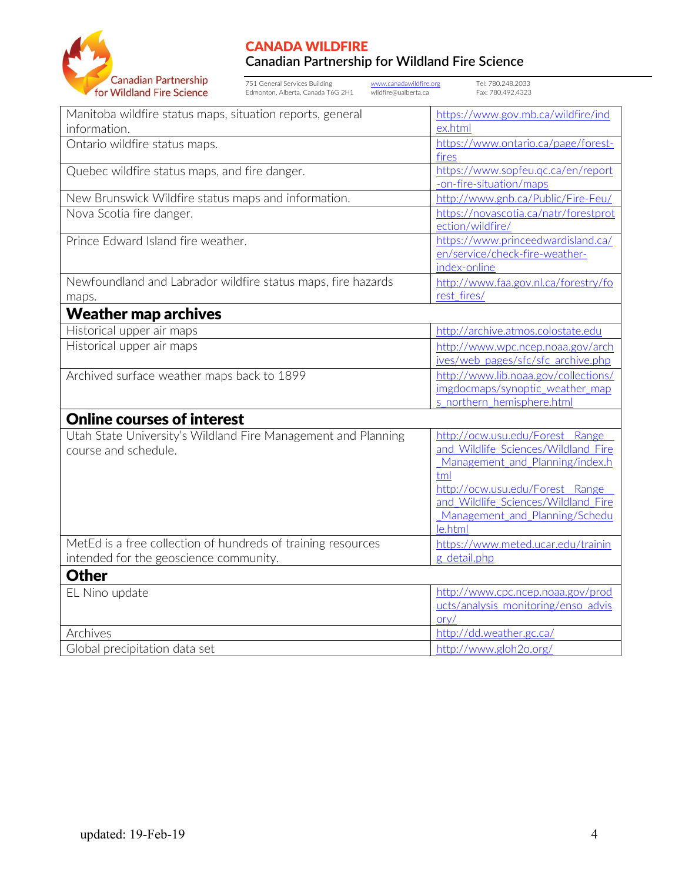| | |
|---|---|
| Manitoba wildfire status maps, situation reports, general information. | https://www.gov.mb.ca/wildfire/index.html |
| Ontario wildfire status maps. | https://www.ontario.ca/page/forest-fires |
| Quebec wildfire status maps, and fire danger. | https://www.sopfeu.qc.ca/en/report-on-fire-situation/maps |
| New Brunswick Wildfire status maps and information. | http://www.gnb.ca/Public/Fire-Feu/ |
| Nova Scotia fire danger. | https://novascotia.ca/natr/forestprotection/wildfire/ |
| Prince Edward Island fire weather. | https://www.princeedwardisland.ca/en/service/check-fire-weather-index-online |
| Newfoundland and Labrador wildfire status maps, fire hazards maps. | http://www.faa.gov.nl.ca/forestry/forest_fires/ |
| **Weather map archives** | |
| Historical upper air maps | http://archive.atmos.colostate.edu |
| Historical upper air maps | http://www.wpc.ncep.noaa.gov/archives/web_pages/sfc/sfc_archive.php |
| Archived surface weather maps back to 1899 | http://www.lib.noaa.gov/collections/imgdocmaps/synoptic_weather_maps_northern_hemisphere.html |
| **Online courses of interest** | |
| Utah State University's Wildland Fire Management and Planning course and schedule. | http://ocw.usu.edu/Forest__Range__and_Wildlife_Sciences/Wildland_Fire_Management_and_Planning/index.html http://ocw.usu.edu/Forest__Range__and_Wildlife_Sciences/Wildland_Fire_Management_and_Planning/Schedule.html |
| MetEd is a free collection of hundreds of training resources intended for the geoscience community. | https://www.meted.ucar.edu/training_detail.php |
| **Other** | |
| EL Nino update | http://www.cpc.ncep.noaa.gov/products/analysis_monitoring/enso_advisory/ |
| Archives | http://dd.weather.gc.ca/ |
| Global precipitation data set | http://www.gloh2o.org/ |

updated: 19-Feb-19